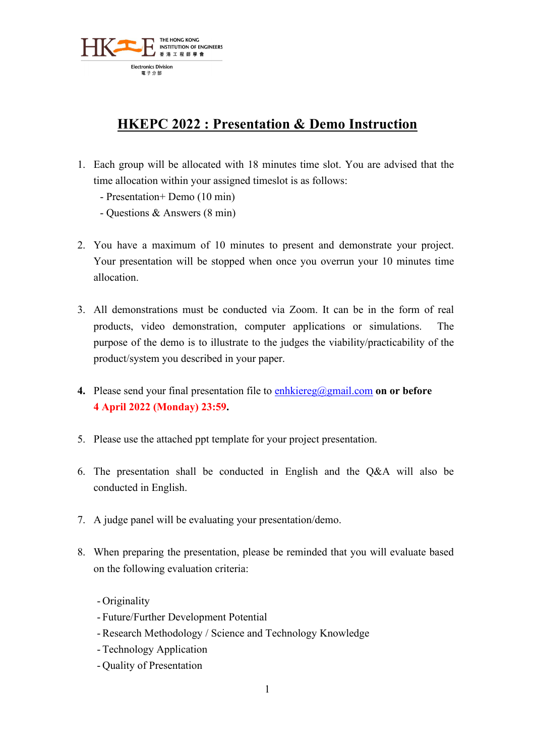THE HONG KONG INSTITUTION OF ENGINEERS 香港工程師學會

Electronics Division 電子分部

# HKEPC 2022 : Presentation & Demo Instruction

1. Each group will be allocated with 18 minutes time slot. You are advised that the time allocation within your assigned timeslot is as follows:
   - Presentation+ Demo (10 min)
   - Questions & Answers (8 min)

2. You have a maximum of 10 minutes to present and demonstrate your project. Your presentation will be stopped when once you overrun your 10 minutes time allocation.

3. All demonstrations must be conducted via Zoom. It can be in the form of real products, video demonstration, computer applications or simulations. The purpose of the demo is to illustrate to the judges the viability/practicability of the product/system you described in your paper.

4. Please send your final presentation file to enhkiereg@gmail.com **on or before 4 April 2022 (Monday) 23:59.**

5. Please use the attached ppt template for your project presentation.

6. The presentation shall be conducted in English and the Q&A will also be conducted in English.

7. A judge panel will be evaluating your presentation/demo.

8. When preparing the presentation, please be reminded that you will evaluate based on the following evaluation criteria:

   - Originality
   - Future/Further Development Potential
   - Research Methodology / Science and Technology Knowledge
   - Technology Application
   - Quality of Presentation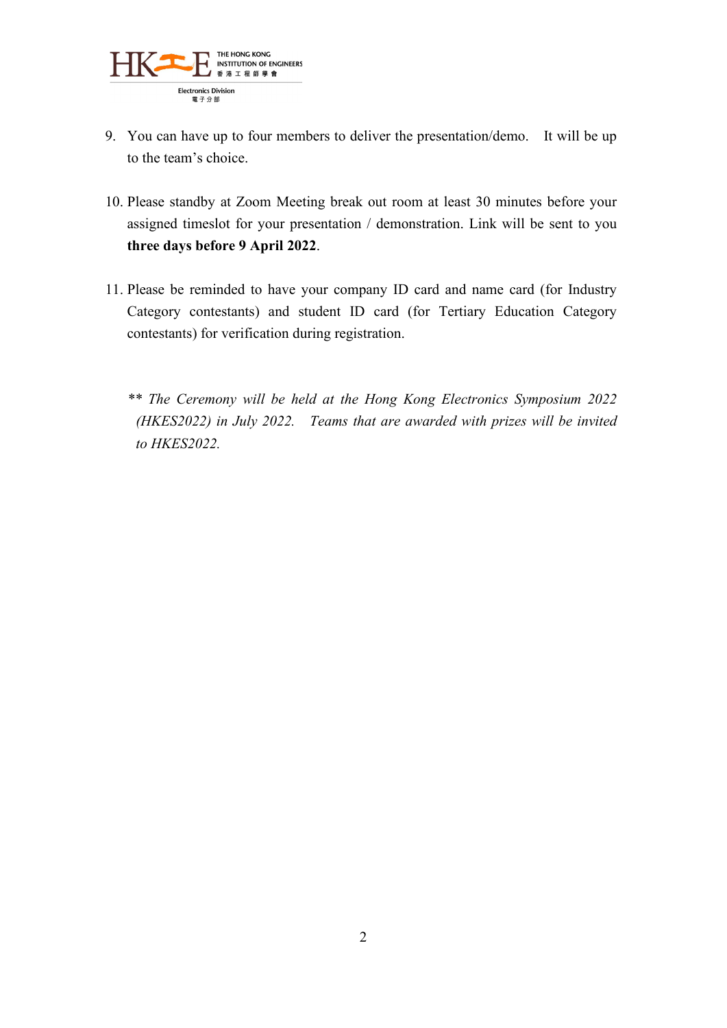9. You can have up to four members to deliver the presentation/demo. It will be up to the team's choice.

10. Please standby at Zoom Meeting break out room at least 30 minutes before your assigned timeslot for your presentation / demonstration. Link will be sent to you **three days before 9 April 2022**.

11. Please be reminded to have your company ID card and name card (for Industry Category contestants) and student ID card (for Tertiary Education Category contestants) for verification during registration.

*\*\* The Ceremony will be held at the Hong Kong Electronics Symposium 2022 (HKES2022) in July 2022. Teams that are awarded with prizes will be invited to HKES2022.*